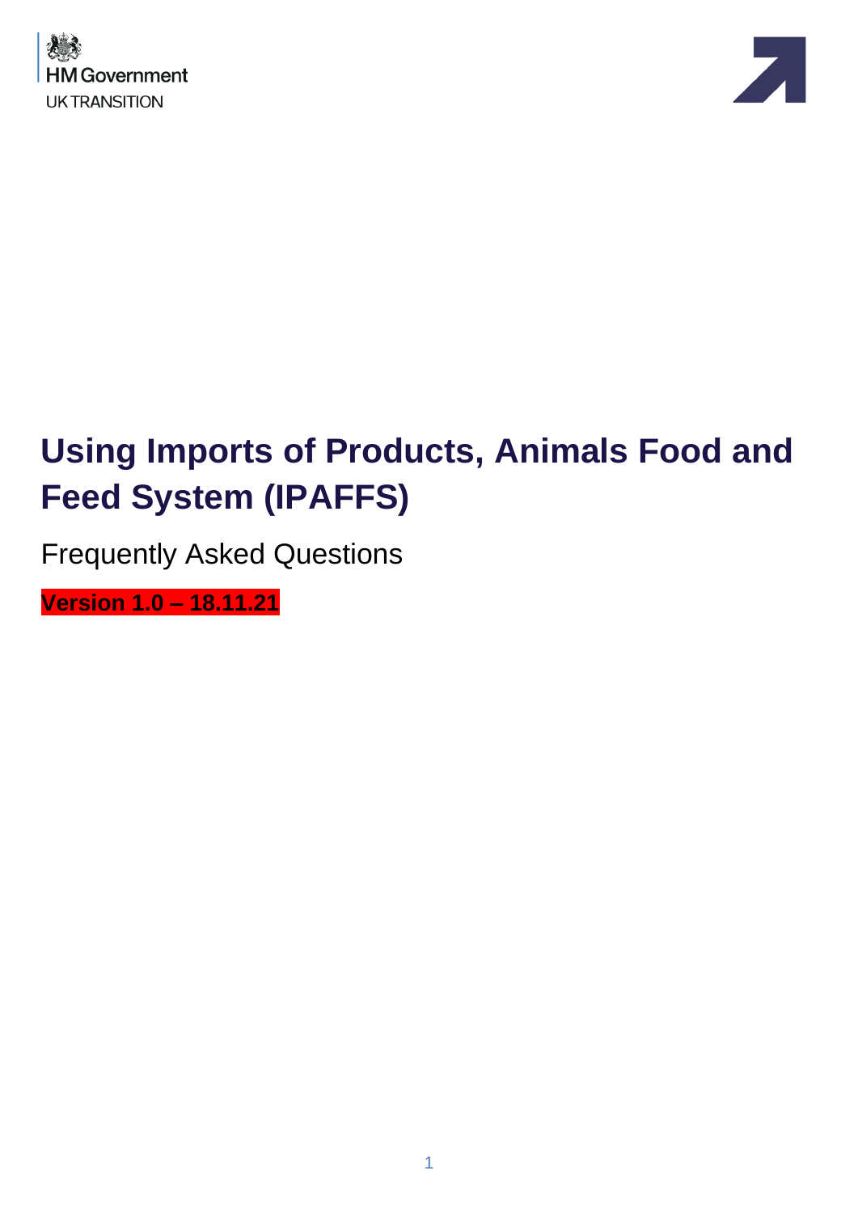HM Government
UK TRANSITION

# Using Imports of Products, Animals Food and Feed System (IPAFFS)

Frequently Asked Questions

**Version 1.0 – 18.11.21**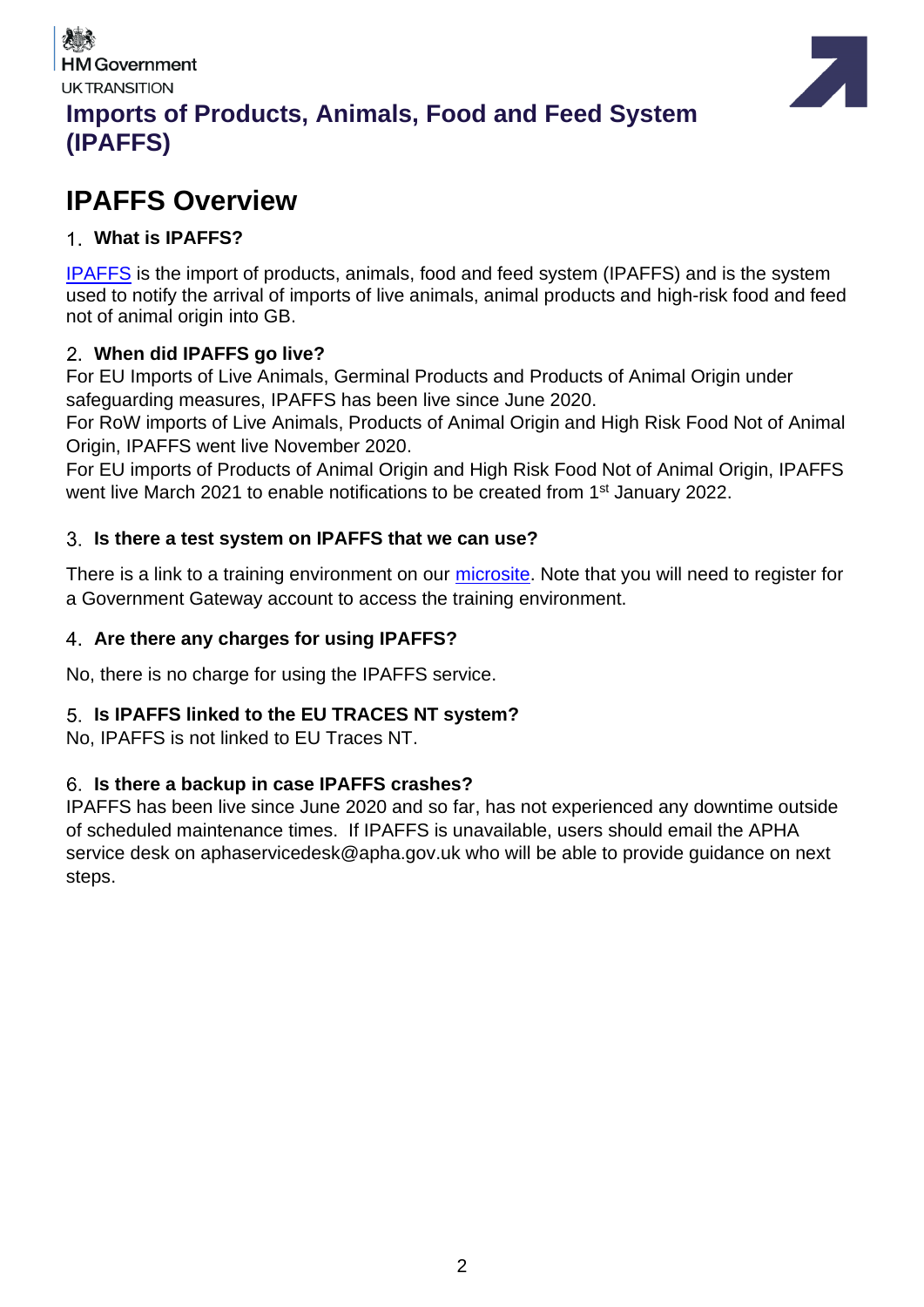HM Government
UK TRANSITION

# Imports of Products, Animals, Food and Feed System (IPAFFS)

## IPAFFS Overview

### 1. What is IPAFFS?

IPAFFS is the import of products, animals, food and feed system (IPAFFS) and is the system used to notify the arrival of imports of live animals, animal products and high-risk food and feed not of animal origin into GB.

### 2. When did IPAFFS go live?

For EU Imports of Live Animals, Germinal Products and Products of Animal Origin under safeguarding measures, IPAFFS has been live since June 2020.

For RoW imports of Live Animals, Products of Animal Origin and High Risk Food Not of Animal Origin, IPAFFS went live November 2020.

For EU imports of Products of Animal Origin and High Risk Food Not of Animal Origin, IPAFFS went live March 2021 to enable notifications to be created from 1st January 2022.

### 3. Is there a test system on IPAFFS that we can use?

There is a link to a training environment on our microsite. Note that you will need to register for a Government Gateway account to access the training environment.

### 4. Are there any charges for using IPAFFS?

No, there is no charge for using the IPAFFS service.

### 5. Is IPAFFS linked to the EU TRACES NT system?

No, IPAFFS is not linked to EU Traces NT.

### 6. Is there a backup in case IPAFFS crashes?

IPAFFS has been live since June 2020 and so far, has not experienced any downtime outside of scheduled maintenance times. If IPAFFS is unavailable, users should email the APHA service desk on aphaservicedesk@apha.gov.uk who will be able to provide guidance on next steps.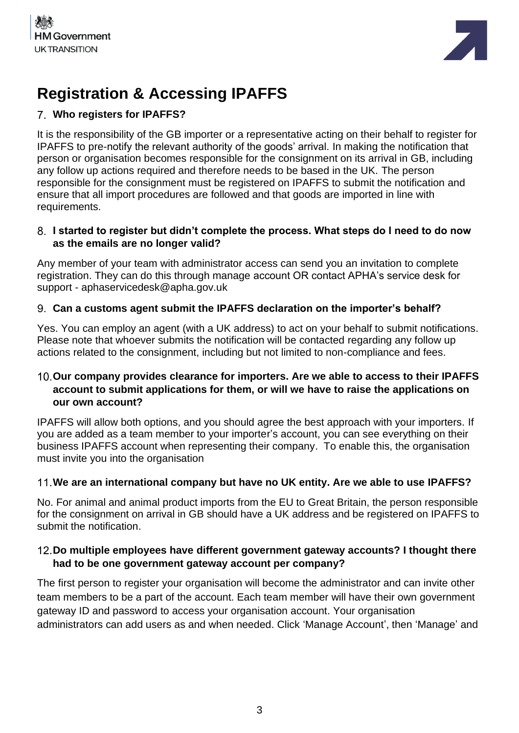# Registration & Accessing IPAFFS

### 7. Who registers for IPAFFS?

It is the responsibility of the GB importer or a representative acting on their behalf to register for IPAFFS to pre-notify the relevant authority of the goods' arrival. In making the notification that person or organisation becomes responsible for the consignment on its arrival in GB, including any follow up actions required and therefore needs to be based in the UK. The person responsible for the consignment must be registered on IPAFFS to submit the notification and ensure that all import procedures are followed and that goods are imported in line with requirements.

### 8. I started to register but didn't complete the process. What steps do I need to do now as the emails are no longer valid?

Any member of your team with administrator access can send you an invitation to complete registration. They can do this through manage account OR contact APHA's service desk for support - aphaservicedesk@apha.gov.uk

### 9. Can a customs agent submit the IPAFFS declaration on the importer's behalf?

Yes. You can employ an agent (with a UK address) to act on your behalf to submit notifications. Please note that whoever submits the notification will be contacted regarding any follow up actions related to the consignment, including but not limited to non-compliance and fees.

### 10. Our company provides clearance for importers. Are we able to access to their IPAFFS account to submit applications for them, or will we have to raise the applications on our own account?

IPAFFS will allow both options, and you should agree the best approach with your importers. If you are added as a team member to your importer's account, you can see everything on their business IPAFFS account when representing their company. To enable this, the organisation must invite you into the organisation

### 11. We are an international company but have no UK entity. Are we able to use IPAFFS?

No. For animal and animal product imports from the EU to Great Britain, the person responsible for the consignment on arrival in GB should have a UK address and be registered on IPAFFS to submit the notification.

### 12. Do multiple employees have different government gateway accounts? I thought there had to be one government gateway account per company?

The first person to register your organisation will become the administrator and can invite other team members to be a part of the account. Each team member will have their own government gateway ID and password to access your organisation account. Your organisation administrators can add users as and when needed. Click 'Manage Account', then 'Manage' and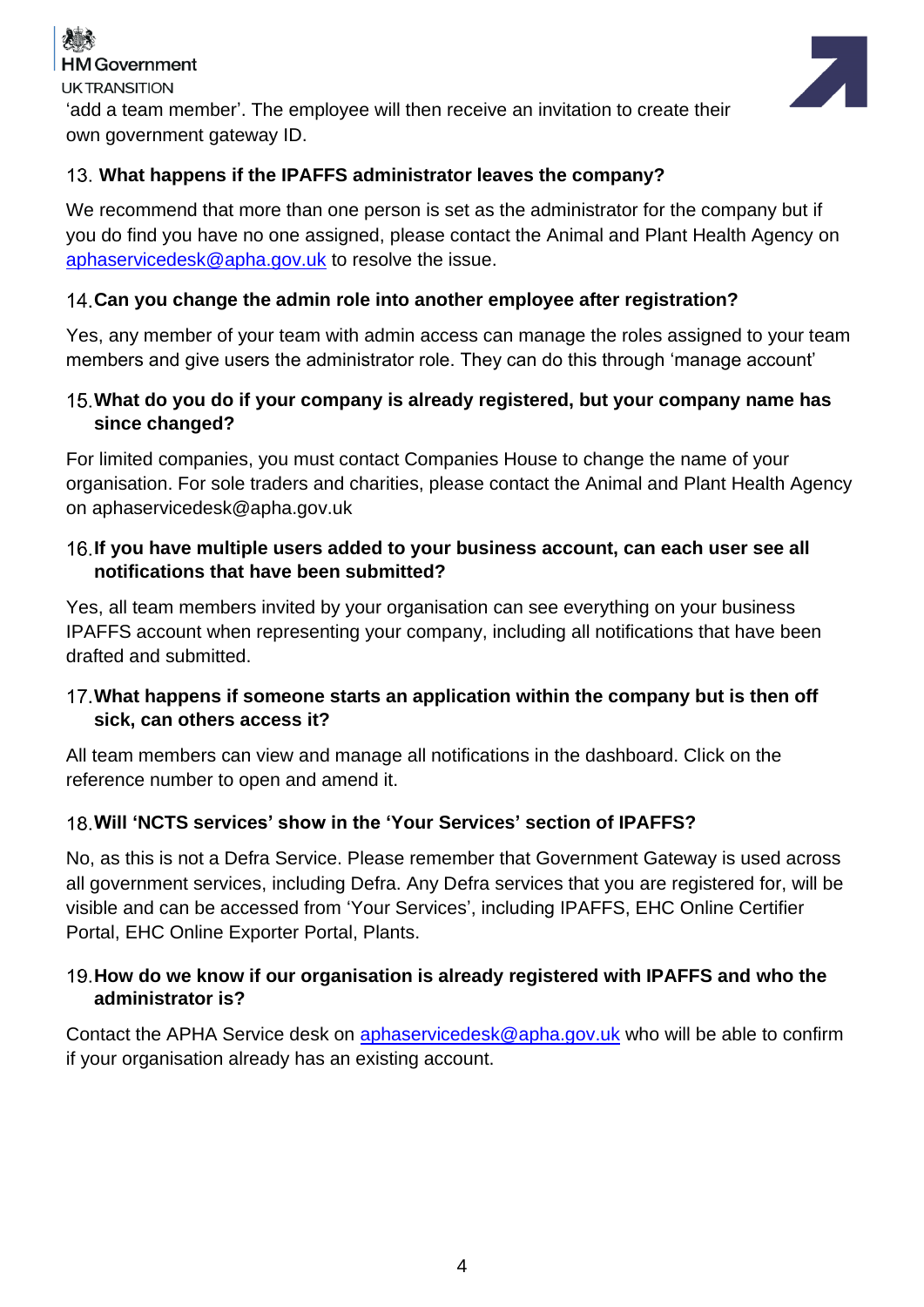'add a team member'. The employee will then receive an invitation to create their own government gateway ID.

### 13. What happens if the IPAFFS administrator leaves the company?

We recommend that more than one person is set as the administrator for the company but if you do find you have no one assigned, please contact the Animal and Plant Health Agency on aphaservicedesk@apha.gov.uk to resolve the issue.

### 14. Can you change the admin role into another employee after registration?

Yes, any member of your team with admin access can manage the roles assigned to your team members and give users the administrator role. They can do this through 'manage account'

### 15. What do you do if your company is already registered, but your company name has since changed?

For limited companies, you must contact Companies House to change the name of your organisation. For sole traders and charities, please contact the Animal and Plant Health Agency on aphaservicedesk@apha.gov.uk

### 16. If you have multiple users added to your business account, can each user see all notifications that have been submitted?

Yes, all team members invited by your organisation can see everything on your business IPAFFS account when representing your company, including all notifications that have been drafted and submitted.

### 17. What happens if someone starts an application within the company but is then off sick, can others access it?

All team members can view and manage all notifications in the dashboard. Click on the reference number to open and amend it.

### 18. Will 'NCTS services' show in the 'Your Services' section of IPAFFS?

No, as this is not a Defra Service. Please remember that Government Gateway is used across all government services, including Defra. Any Defra services that you are registered for, will be visible and can be accessed from 'Your Services', including IPAFFS, EHC Online Certifier Portal, EHC Online Exporter Portal, Plants.

### 19. How do we know if our organisation is already registered with IPAFFS and who the administrator is?

Contact the APHA Service desk on aphaservicedesk@apha.gov.uk who will be able to confirm if your organisation already has an existing account.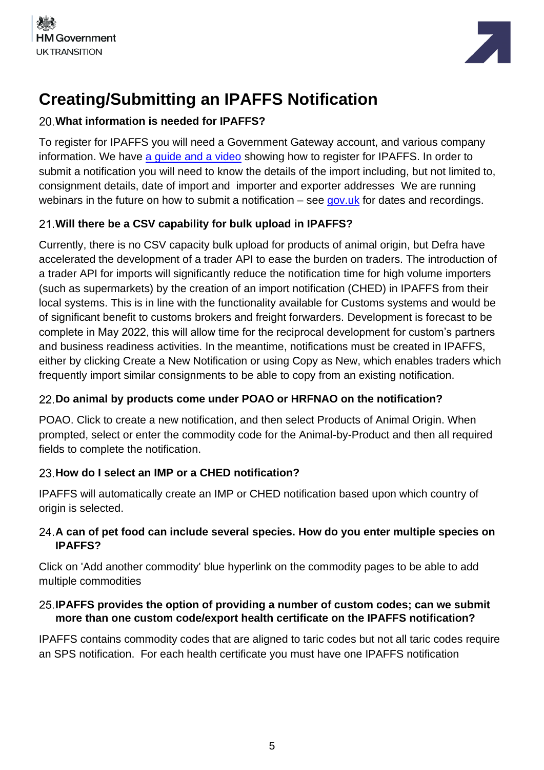# Creating/Submitting an IPAFFS Notification

20. **What information is needed for IPAFFS?**

To register for IPAFFS you will need a Government Gateway account, and various company information. We have a guide and a video showing how to register for IPAFFS. In order to submit a notification you will need to know the details of the import including, but not limited to, consignment details, date of import and importer and exporter addresses We are running webinars in the future on how to submit a notification – see gov.uk for dates and recordings.

21. **Will there be a CSV capability for bulk upload in IPAFFS?**

Currently, there is no CSV capacity bulk upload for products of animal origin, but Defra have accelerated the development of a trader API to ease the burden on traders. The introduction of a trader API for imports will significantly reduce the notification time for high volume importers (such as supermarkets) by the creation of an import notification (CHED) in IPAFFS from their local systems. This is in line with the functionality available for Customs systems and would be of significant benefit to customs brokers and freight forwarders. Development is forecast to be complete in May 2022, this will allow time for the reciprocal development for custom's partners and business readiness activities. In the meantime, notifications must be created in IPAFFS, either by clicking Create a New Notification or using Copy as New, which enables traders which frequently import similar consignments to be able to copy from an existing notification.

22. **Do animal by products come under POAO or HRFNAO on the notification?**

POAO. Click to create a new notification, and then select Products of Animal Origin. When prompted, select or enter the commodity code for the Animal-by-Product and then all required fields to complete the notification.

23. **How do I select an IMP or a CHED notification?**

IPAFFS will automatically create an IMP or CHED notification based upon which country of origin is selected.

24. **A can of pet food can include several species. How do you enter multiple species on IPAFFS?**

Click on 'Add another commodity' blue hyperlink on the commodity pages to be able to add multiple commodities

25. **IPAFFS provides the option of providing a number of custom codes; can we submit more than one custom code/export health certificate on the IPAFFS notification?**

IPAFFS contains commodity codes that are aligned to taric codes but not all taric codes require an SPS notification. For each health certificate you must have one IPAFFS notification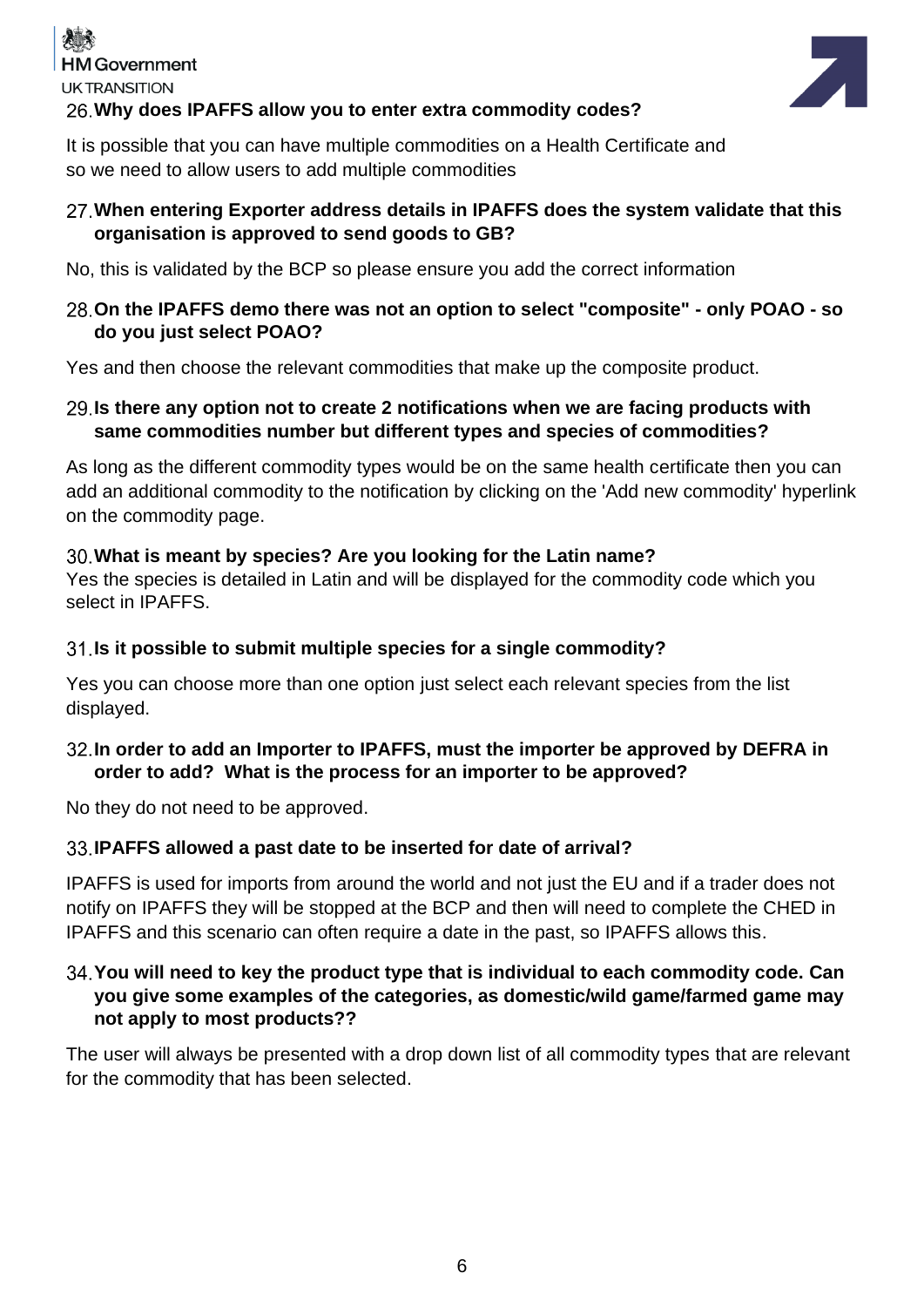26. **Why does IPAFFS allow you to enter extra commodity codes?**

It is possible that you can have multiple commodities on a Health Certificate and so we need to allow users to add multiple commodities

27. **When entering Exporter address details in IPAFFS does the system validate that this organisation is approved to send goods to GB?**

No, this is validated by the BCP so please ensure you add the correct information

28. **On the IPAFFS demo there was not an option to select "composite" - only POAO - so do you just select POAO?**

Yes and then choose the relevant commodities that make up the composite product.

29. **Is there any option not to create 2 notifications when we are facing products with same commodities number but different types and species of commodities?**

As long as the different commodity types would be on the same health certificate then you can add an additional commodity to the notification by clicking on the 'Add new commodity' hyperlink on the commodity page.

30. **What is meant by species? Are you looking for the Latin name?**

Yes the species is detailed in Latin and will be displayed for the commodity code which you select in IPAFFS.

31. **Is it possible to submit multiple species for a single commodity?**

Yes you can choose more than one option just select each relevant species from the list displayed.

32. **In order to add an Importer to IPAFFS, must the importer be approved by DEFRA in order to add? What is the process for an importer to be approved?**

No they do not need to be approved.

33. **IPAFFS allowed a past date to be inserted for date of arrival?**

IPAFFS is used for imports from around the world and not just the EU and if a trader does not notify on IPAFFS they will be stopped at the BCP and then will need to complete the CHED in IPAFFS and this scenario can often require a date in the past, so IPAFFS allows this.

34. **You will need to key the product type that is individual to each commodity code. Can you give some examples of the categories, as domestic/wild game/farmed game may not apply to most products??**

The user will always be presented with a drop down list of all commodity types that are relevant for the commodity that has been selected.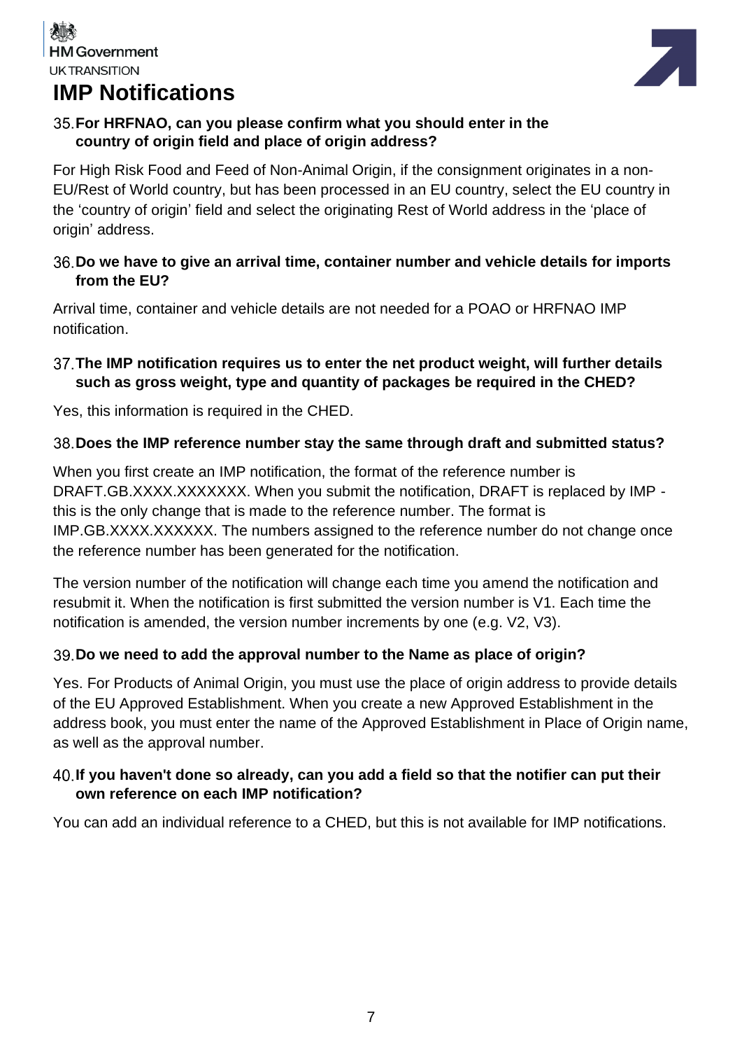# IMP Notifications

35. **For HRFNAO, can you please confirm what you should enter in the country of origin field and place of origin address?**

For High Risk Food and Feed of Non-Animal Origin, if the consignment originates in a non-EU/Rest of World country, but has been processed in an EU country, select the EU country in the 'country of origin' field and select the originating Rest of World address in the 'place of origin' address.

36. **Do we have to give an arrival time, container number and vehicle details for imports from the EU?**

Arrival time, container and vehicle details are not needed for a POAO or HRFNAO IMP notification.

37. **The IMP notification requires us to enter the net product weight, will further details such as gross weight, type and quantity of packages be required in the CHED?**

Yes, this information is required in the CHED.

38. **Does the IMP reference number stay the same through draft and submitted status?**

When you first create an IMP notification, the format of the reference number is DRAFT.GB.XXXX.XXXXXXX. When you submit the notification, DRAFT is replaced by IMP - this is the only change that is made to the reference number. The format is IMP.GB.XXXX.XXXXXX. The numbers assigned to the reference number do not change once the reference number has been generated for the notification.

The version number of the notification will change each time you amend the notification and resubmit it. When the notification is first submitted the version number is V1. Each time the notification is amended, the version number increments by one (e.g. V2, V3).

39. **Do we need to add the approval number to the Name as place of origin?**

Yes. For Products of Animal Origin, you must use the place of origin address to provide details of the EU Approved Establishment. When you create a new Approved Establishment in the address book, you must enter the name of the Approved Establishment in Place of Origin name, as well as the approval number.

40. **If you haven't done so already, can you add a field so that the notifier can put their own reference on each IMP notification?**

You can add an individual reference to a CHED, but this is not available for IMP notifications.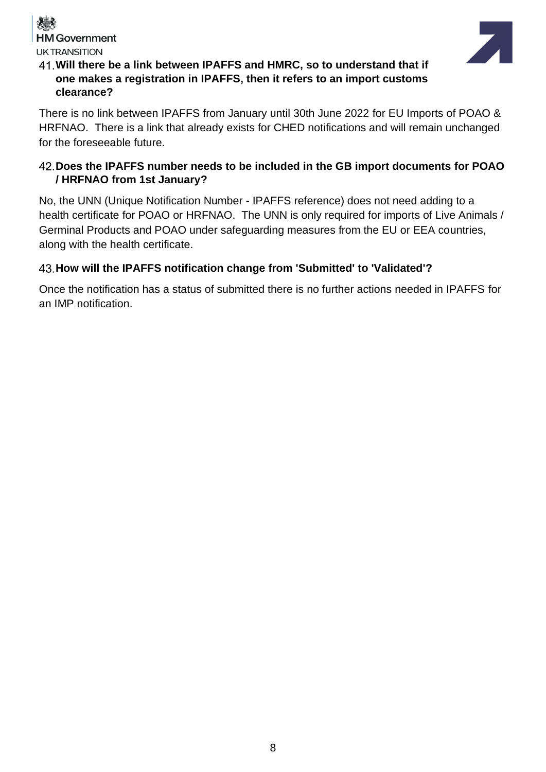41. **Will there be a link between IPAFFS and HMRC, so to understand that if one makes a registration in IPAFFS, then it refers to an import customs clearance?**

There is no link between IPAFFS from January until 30th June 2022 for EU Imports of POAO & HRFNAO. There is a link that already exists for CHED notifications and will remain unchanged for the foreseeable future.

42. **Does the IPAFFS number needs to be included in the GB import documents for POAO / HRFNAO from 1st January?**

No, the UNN (Unique Notification Number - IPAFFS reference) does not need adding to a health certificate for POAO or HRFNAO. The UNN is only required for imports of Live Animals / Germinal Products and POAO under safeguarding measures from the EU or EEA countries, along with the health certificate.

43. **How will the IPAFFS notification change from 'Submitted' to 'Validated'?**

Once the notification has a status of submitted there is no further actions needed in IPAFFS for an IMP notification.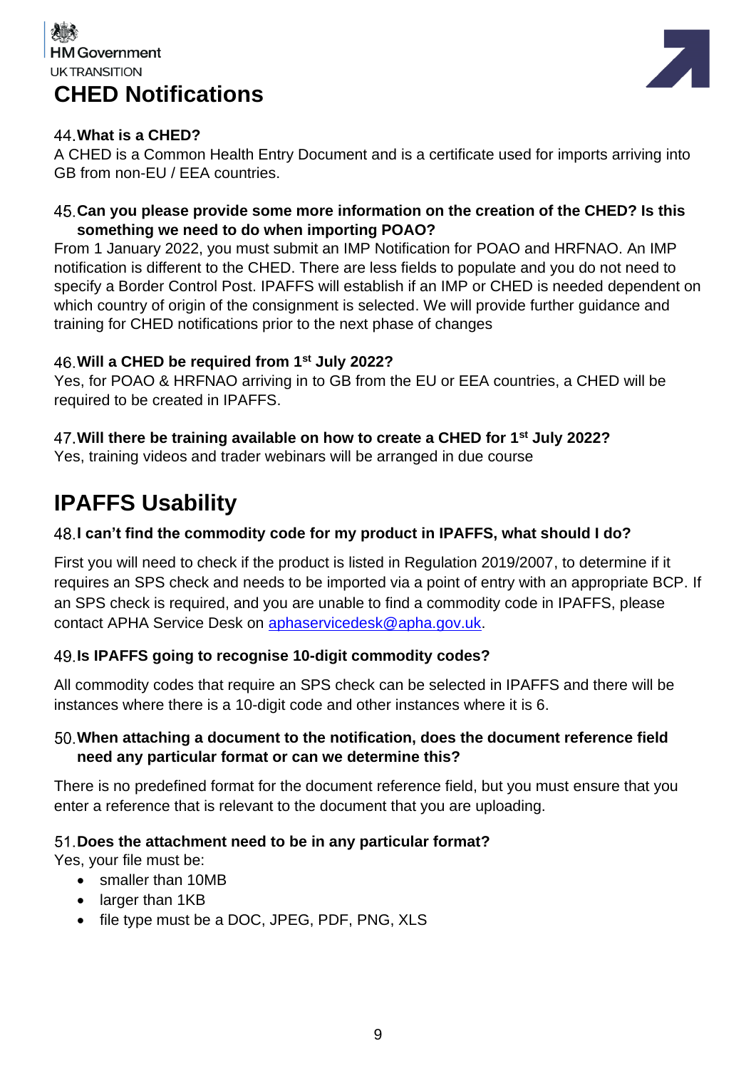# CHED Notifications

### 44. What is a CHED?

A CHED is a Common Health Entry Document and is a certificate used for imports arriving into GB from non-EU / EEA countries.

### 45. Can you please provide some more information on the creation of the CHED? Is this something we need to do when importing POAO?

From 1 January 2022, you must submit an IMP Notification for POAO and HRFNAO. An IMP notification is different to the CHED. There are less fields to populate and you do not need to specify a Border Control Post. IPAFFS will establish if an IMP or CHED is needed dependent on which country of origin of the consignment is selected. We will provide further guidance and training for CHED notifications prior to the next phase of changes

### 46. Will a CHED be required from 1st July 2022?

Yes, for POAO & HRFNAO arriving in to GB from the EU or EEA countries, a CHED will be required to be created in IPAFFS.

### 47. Will there be training available on how to create a CHED for 1st July 2022?

Yes, training videos and trader webinars will be arranged in due course

# IPAFFS Usability

### 48. I can't find the commodity code for my product in IPAFFS, what should I do?

First you will need to check if the product is listed in Regulation 2019/2007, to determine if it requires an SPS check and needs to be imported via a point of entry with an appropriate BCP. If an SPS check is required, and you are unable to find a commodity code in IPAFFS, please contact APHA Service Desk on aphaservicedesk@apha.gov.uk.

### 49. Is IPAFFS going to recognise 10-digit commodity codes?

All commodity codes that require an SPS check can be selected in IPAFFS and there will be instances where there is a 10-digit code and other instances where it is 6.

### 50. When attaching a document to the notification, does the document reference field need any particular format or can we determine this?

There is no predefined format for the document reference field, but you must ensure that you enter a reference that is relevant to the document that you are uploading.

### 51. Does the attachment need to be in any particular format?

Yes, your file must be:

- smaller than 10MB
- larger than 1KB
- file type must be a DOC, JPEG, PDF, PNG, XLS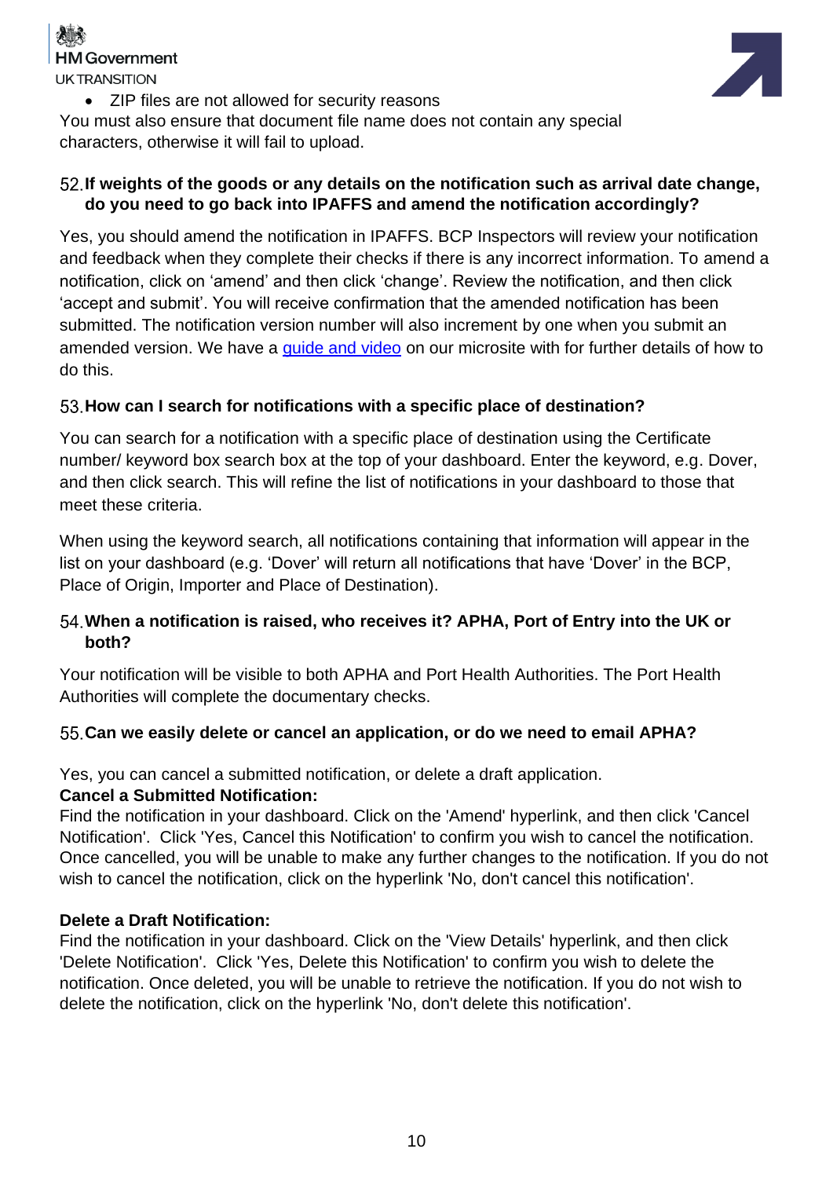- ZIP files are not allowed for security reasons

You must also ensure that document file name does not contain any special characters, otherwise it will fail to upload.

### 52. If weights of the goods or any details on the notification such as arrival date change, do you need to go back into IPAFFS and amend the notification accordingly?

Yes, you should amend the notification in IPAFFS. BCP Inspectors will review your notification and feedback when they complete their checks if there is any incorrect information. To amend a notification, click on 'amend' and then click 'change'. Review the notification, and then click 'accept and submit'. You will receive confirmation that the amended notification has been submitted. The notification version number will also increment by one when you submit an amended version. We have a guide and video on our microsite with for further details of how to do this.

### 53. How can I search for notifications with a specific place of destination?

You can search for a notification with a specific place of destination using the Certificate number/ keyword box search box at the top of your dashboard. Enter the keyword, e.g. Dover, and then click search. This will refine the list of notifications in your dashboard to those that meet these criteria.

When using the keyword search, all notifications containing that information will appear in the list on your dashboard (e.g. 'Dover' will return all notifications that have 'Dover' in the BCP, Place of Origin, Importer and Place of Destination).

### 54. When a notification is raised, who receives it? APHA, Port of Entry into the UK or both?

Your notification will be visible to both APHA and Port Health Authorities. The Port Health Authorities will complete the documentary checks.

### 55. Can we easily delete or cancel an application, or do we need to email APHA?

Yes, you can cancel a submitted notification, or delete a draft application.

**Cancel a Submitted Notification:**
Find the notification in your dashboard. Click on the 'Amend' hyperlink, and then click 'Cancel Notification'. Click 'Yes, Cancel this Notification' to confirm you wish to cancel the notification. Once cancelled, you will be unable to make any further changes to the notification. If you do not wish to cancel the notification, click on the hyperlink 'No, don't cancel this notification'.

**Delete a Draft Notification:**
Find the notification in your dashboard. Click on the 'View Details' hyperlink, and then click 'Delete Notification'. Click 'Yes, Delete this Notification' to confirm you wish to delete the notification. Once deleted, you will be unable to retrieve the notification. If you do not wish to delete the notification, click on the hyperlink 'No, don't delete this notification'.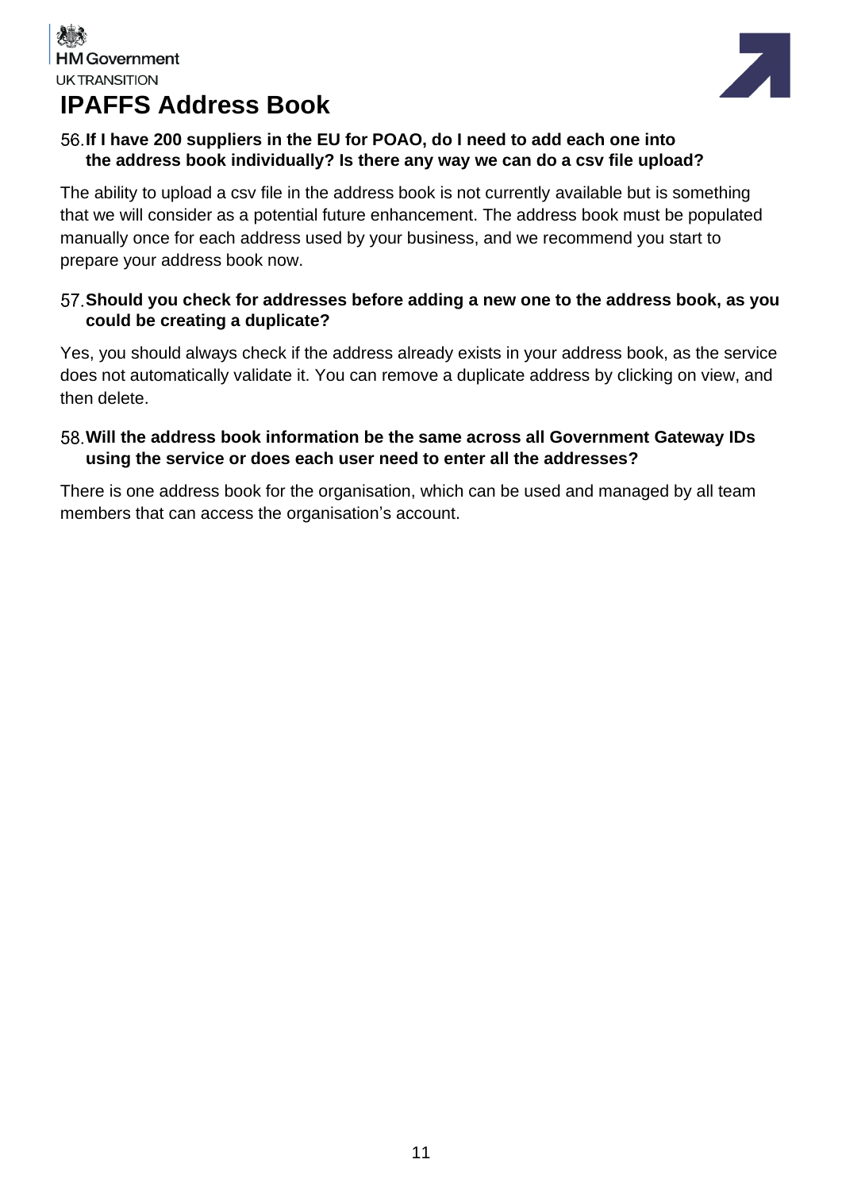# IPAFFS Address Book

56. **If I have 200 suppliers in the EU for POAO, do I need to add each one into the address book individually? Is there any way we can do a csv file upload?**

The ability to upload a csv file in the address book is not currently available but is something that we will consider as a potential future enhancement. The address book must be populated manually once for each address used by your business, and we recommend you start to prepare your address book now.

57. **Should you check for addresses before adding a new one to the address book, as you could be creating a duplicate?**

Yes, you should always check if the address already exists in your address book, as the service does not automatically validate it. You can remove a duplicate address by clicking on view, and then delete.

58. **Will the address book information be the same across all Government Gateway IDs using the service or does each user need to enter all the addresses?**

There is one address book for the organisation, which can be used and managed by all team members that can access the organisation's account.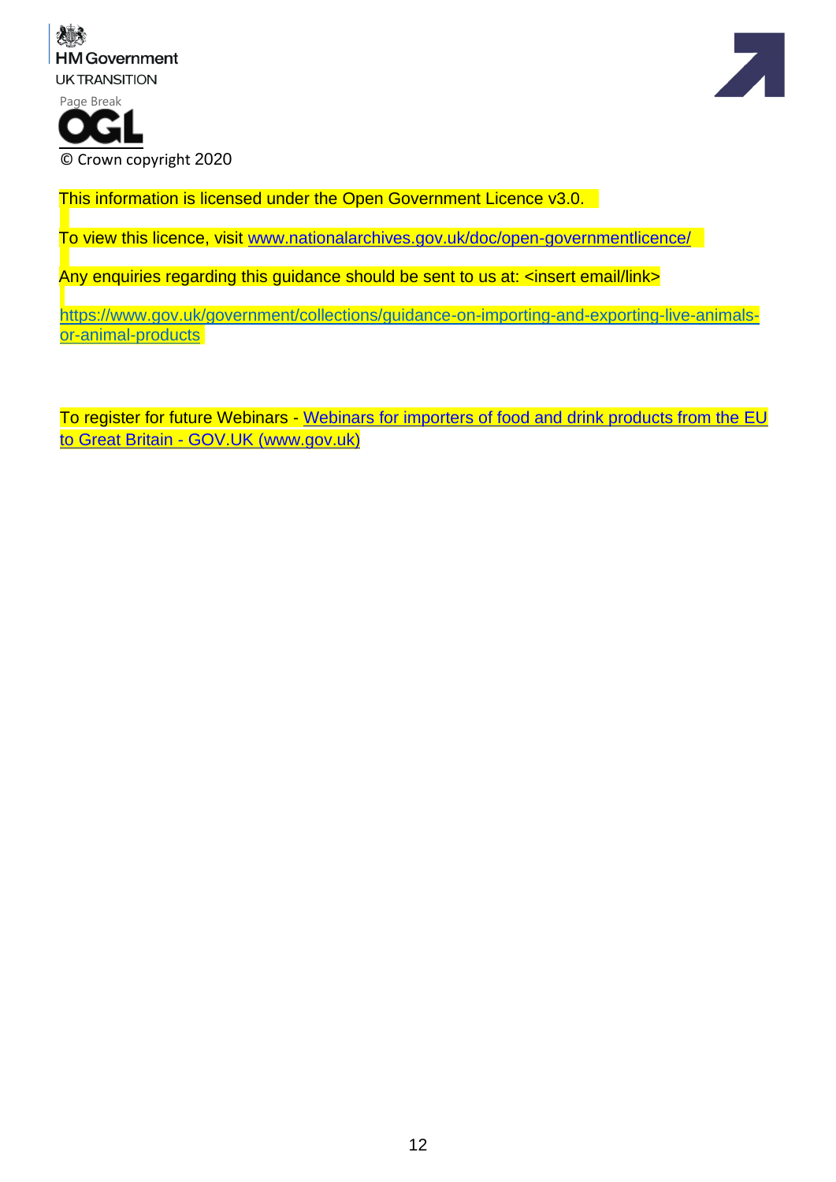HM Government

UK TRANSITION

Page Break

© Crown copyright 2020

This information is licensed under the Open Government Licence v3.0.

To view this licence, visit [www.nationalarchives.gov.uk/doc/open-governmentlicence/](www.nationalarchives.gov.uk/doc/open-governmentlicence/)

Any enquiries regarding this guidance should be sent to us at: <insert email/link>

[https://www.gov.uk/government/collections/guidance-on-importing-and-exporting-live-animals-or-animal-products](https://www.gov.uk/government/collections/guidance-on-importing-and-exporting-live-animals-or-animal-products)

To register for future Webinars - [Webinars for importers of food and drink products from the EU to Great Britain - GOV.UK (www.gov.uk)](www.gov.uk)